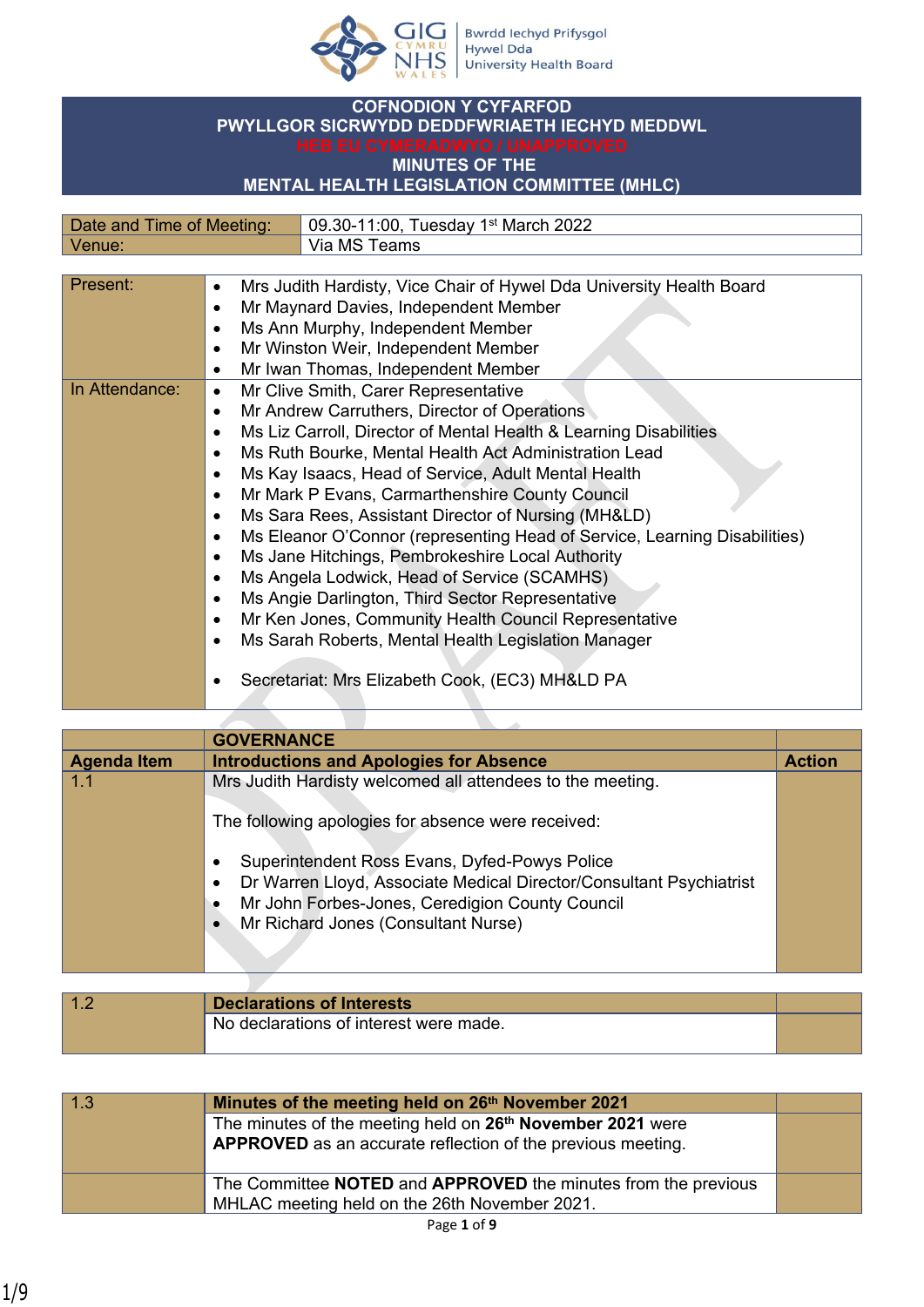GIG CYMRU NHS WALES | Bwrdd Iechyd Prifysgol Hywel Dda University Health Board

# COFNODION Y CYFARFOD
# PWYLLGOR SICRWYDD DEDDFWRIAETH IECHYD MEDDWL
**HEB EU CYMERADWYO / UNAPPROVED**
# MINUTES OF THE
# MENTAL HEALTH LEGISLATION COMMITTEE (MHLC)

| Date and Time of Meeting: | 09.30-11:00, Tuesday 1st March 2022 |
|---|---|
| Venue: | Via MS Teams |

| | |
|---|---|
| Present: | • Mrs Judith Hardisty, Vice Chair of Hywel Dda University Health Board<br>• Mr Maynard Davies, Independent Member<br>• Ms Ann Murphy, Independent Member<br>• Mr Winston Weir, Independent Member<br>• Mr Iwan Thomas, Independent Member |
| In Attendance: | • Mr Clive Smith, Carer Representative<br>• Mr Andrew Carruthers, Director of Operations<br>• Ms Liz Carroll, Director of Mental Health & Learning Disabilities<br>• Ms Ruth Bourke, Mental Health Act Administration Lead<br>• Ms Kay Isaacs, Head of Service, Adult Mental Health<br>• Mr Mark P Evans, Carmarthenshire County Council<br>• Ms Sara Rees, Assistant Director of Nursing (MH&LD)<br>• Ms Eleanor O'Connor (representing Head of Service, Learning Disabilities)<br>• Ms Jane Hitchings, Pembrokeshire Local Authority<br>• Ms Angela Lodwick, Head of Service (SCAMHS)<br>• Ms Angie Darlington, Third Sector Representative<br>• Mr Ken Jones, Community Health Council Representative<br>• Ms Sarah Roberts, Mental Health Legislation Manager<br><br>• Secretariat: Mrs Elizabeth Cook, (EC3) MH&LD PA |

| | **GOVERNANCE** | |
|---|---|---|
| **Agenda Item** | **Introductions and Apologies for Absence** | **Action** |
| 1.1 | Mrs Judith Hardisty welcomed all attendees to the meeting.<br><br>The following apologies for absence were received:<br><br>• Superintendent Ross Evans, Dyfed-Powys Police<br>• Dr Warren Lloyd, Associate Medical Director/Consultant Psychiatrist<br>• Mr John Forbes-Jones, Ceredigion County Council<br>• Mr Richard Jones (Consultant Nurse) | |

| | | |
|---|---|---|
| 1.2 | **Declarations of Interests** | |
| | No declarations of interest were made. | |

| | | |
|---|---|---|
| 1.3 | **Minutes of the meeting held on 26th November 2021** | |
| | The minutes of the meeting held on **26th November 2021** were **APPROVED** as an accurate reflection of the previous meeting. | |
| | The Committee **NOTED** and **APPROVED** the minutes from the previous MHLAC meeting held on the 26th November 2021. | |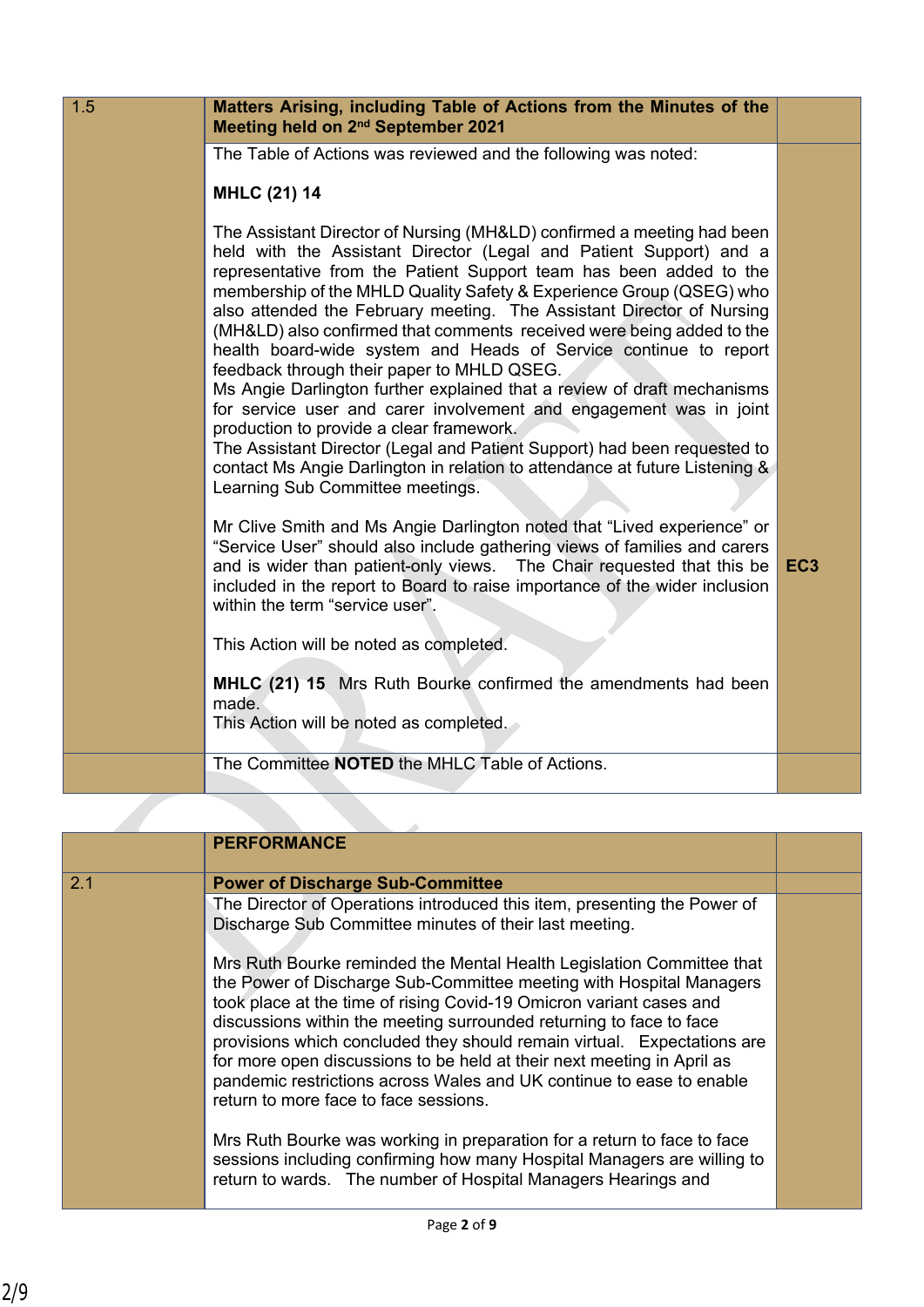| 1.5 | **Matters Arising, including Table of Actions from the Minutes of the Meeting held on 2nd September 2021** | |
|---|---|---|
| | The Table of Actions was reviewed and the following was noted:<br><br>**MHLC (21) 14**<br><br>The Assistant Director of Nursing (MH&LD) confirmed a meeting had been held with the Assistant Director (Legal and Patient Support) and a representative from the Patient Support team has been added to the membership of the MHLD Quality Safety & Experience Group (QSEG) who also attended the February meeting. The Assistant Director of Nursing (MH&LD) also confirmed that comments received were being added to the health board-wide system and Heads of Service continue to report feedback through their paper to MHLD QSEG.<br>Ms Angie Darlington further explained that a review of draft mechanisms for service user and carer involvement and engagement was in joint production to provide a clear framework.<br>The Assistant Director (Legal and Patient Support) had been requested to contact Ms Angie Darlington in relation to attendance at future Listening & Learning Sub Committee meetings.<br><br>Mr Clive Smith and Ms Angie Darlington noted that "Lived experience" or "Service User" should also include gathering views of families and carers and is wider than patient-only views. The Chair requested that this be included in the report to Board to raise importance of the wider inclusion within the term "service user".<br><br>This Action will be noted as completed.<br><br>**MHLC (21) 15** Mrs Ruth Bourke confirmed the amendments had been made.<br>This Action will be noted as completed. | **EC3** |
| | The Committee **NOTED** the MHLC Table of Actions. | |

| | **PERFORMANCE** | |
|---|---|---|
| 2.1 | **Power of Discharge Sub-Committee** | |
| | The Director of Operations introduced this item, presenting the Power of Discharge Sub Committee minutes of their last meeting.<br><br>Mrs Ruth Bourke reminded the Mental Health Legislation Committee that the Power of Discharge Sub-Committee meeting with Hospital Managers took place at the time of rising Covid-19 Omicron variant cases and discussions within the meeting surrounded returning to face to face provisions which concluded they should remain virtual. Expectations are for more open discussions to be held at their next meeting in April as pandemic restrictions across Wales and UK continue to ease to enable return to more face to face sessions.<br><br>Mrs Ruth Bourke was working in preparation for a return to face to face sessions including confirming how many Hospital Managers are willing to return to wards. The number of Hospital Managers Hearings and | |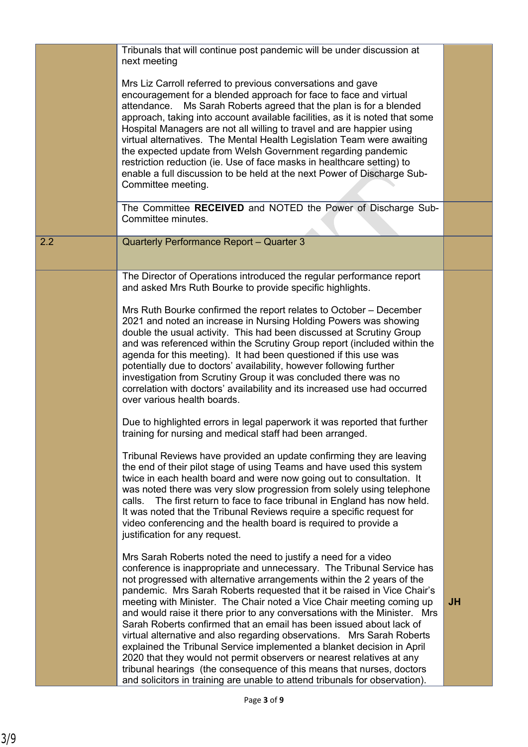| | | |
|---|---|---|
| | Tribunals that will continue post pandemic will be under discussion at next meeting<br><br>Mrs Liz Carroll referred to previous conversations and gave encouragement for a blended approach for face to face and virtual attendance. Ms Sarah Roberts agreed that the plan is for a blended approach, taking into account available facilities, as it is noted that some Hospital Managers are not all willing to travel and are happier using virtual alternatives. The Mental Health Legislation Team were awaiting the expected update from Welsh Government regarding pandemic restriction reduction (ie. Use of face masks in healthcare setting) to enable a full discussion to be held at the next Power of Discharge Sub-Committee meeting. | |
| | The Committee **RECEIVED** and NOTED the Power of Discharge Sub-Committee minutes. | |
| 2.2 | Quarterly Performance Report – Quarter 3 | |
| | The Director of Operations introduced the regular performance report and asked Mrs Ruth Bourke to provide specific highlights.<br><br>Mrs Ruth Bourke confirmed the report relates to October – December 2021 and noted an increase in Nursing Holding Powers was showing double the usual activity. This had been discussed at Scrutiny Group and was referenced within the Scrutiny Group report (included within the agenda for this meeting). It had been questioned if this use was potentially due to doctors' availability, however following further investigation from Scrutiny Group it was concluded there was no correlation with doctors' availability and its increased use had occurred over various health boards.<br><br>Due to highlighted errors in legal paperwork it was reported that further training for nursing and medical staff had been arranged.<br><br>Tribunal Reviews have provided an update confirming they are leaving the end of their pilot stage of using Teams and have used this system twice in each health board and were now going out to consultation. It was noted there was very slow progression from solely using telephone calls. The first return to face to face tribunal in England has now held. It was noted that the Tribunal Reviews require a specific request for video conferencing and the health board is required to provide a justification for any request.<br><br>Mrs Sarah Roberts noted the need to justify a need for a video conference is inappropriate and unnecessary. The Tribunal Service has not progressed with alternative arrangements within the 2 years of the pandemic. Mrs Sarah Roberts requested that it be raised in Vice Chair's meeting with Minister. The Chair noted a Vice Chair meeting coming up and would raise it there prior to any conversations with the Minister. Mrs Sarah Roberts confirmed that an email has been issued about lack of virtual alternative and also regarding observations. Mrs Sarah Roberts explained the Tribunal Service implemented a blanket decision in April 2020 that they would not permit observers or nearest relatives at any tribunal hearings (the consequence of this means that nurses, doctors and solicitors in training are unable to attend tribunals for observation). | JH |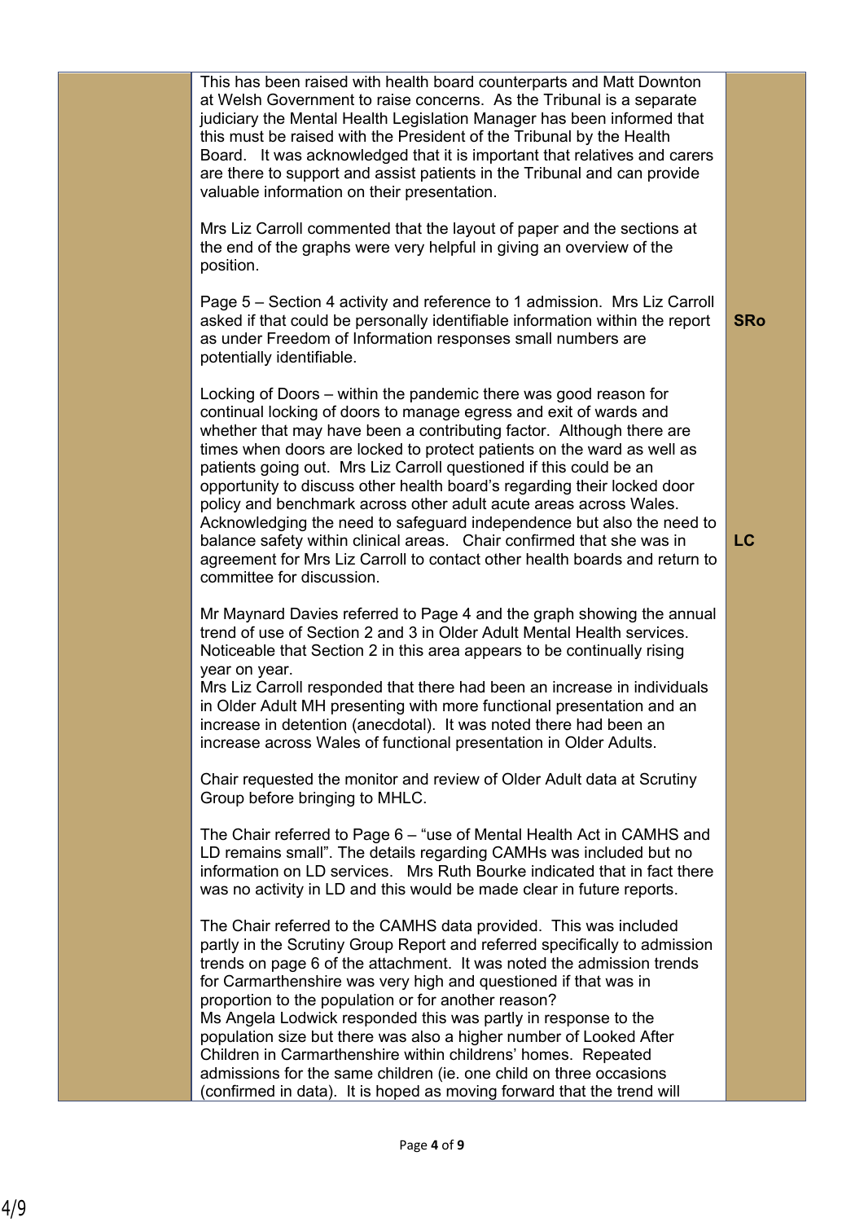| | | |
|---|---|---|
| | This has been raised with health board counterparts and Matt Downton at Welsh Government to raise concerns. As the Tribunal is a separate judiciary the Mental Health Legislation Manager has been informed that this must be raised with the President of the Tribunal by the Health Board. It was acknowledged that it is important that relatives and carers are there to support and assist patients in the Tribunal and can provide valuable information on their presentation.<br><br>Mrs Liz Carroll commented that the layout of paper and the sections at the end of the graphs were very helpful in giving an overview of the position.<br><br>Page 5 – Section 4 activity and reference to 1 admission. Mrs Liz Carroll asked if that could be personally identifiable information within the report as under Freedom of Information responses small numbers are potentially identifiable.<br><br>Locking of Doors – within the pandemic there was good reason for continual locking of doors to manage egress and exit of wards and whether that may have been a contributing factor. Although there are times when doors are locked to protect patients on the ward as well as patients going out. Mrs Liz Carroll questioned if this could be an opportunity to discuss other health board's regarding their locked door policy and benchmark across other adult acute areas across Wales. Acknowledging the need to safeguard independence but also the need to balance safety within clinical areas. Chair confirmed that she was in agreement for Mrs Liz Carroll to contact other health boards and return to committee for discussion.<br><br>Mr Maynard Davies referred to Page 4 and the graph showing the annual trend of use of Section 2 and 3 in Older Adult Mental Health services. Noticeable that Section 2 in this area appears to be continually rising year on year.<br>Mrs Liz Carroll responded that there had been an increase in individuals in Older Adult MH presenting with more functional presentation and an increase in detention (anecdotal). It was noted there had been an increase across Wales of functional presentation in Older Adults.<br><br>Chair requested the monitor and review of Older Adult data at Scrutiny Group before bringing to MHLC.<br><br>The Chair referred to Page 6 – "use of Mental Health Act in CAMHS and LD remains small". The details regarding CAMHs was included but no information on LD services. Mrs Ruth Bourke indicated that in fact there was no activity in LD and this would be made clear in future reports.<br><br>The Chair referred to the CAMHS data provided. This was included partly in the Scrutiny Group Report and referred specifically to admission trends on page 6 of the attachment. It was noted the admission trends for Carmarthenshire was very high and questioned if that was in proportion to the population or for another reason?<br>Ms Angela Lodwick responded this was partly in response to the population size but there was also a higher number of Looked After Children in Carmarthenshire within childrens' homes. Repeated admissions for the same children (ie. one child on three occasions (confirmed in data). It is hoped as moving forward that the trend will | **SRo**<br><br><br><br><br><br><br><br><br><br>**LC** |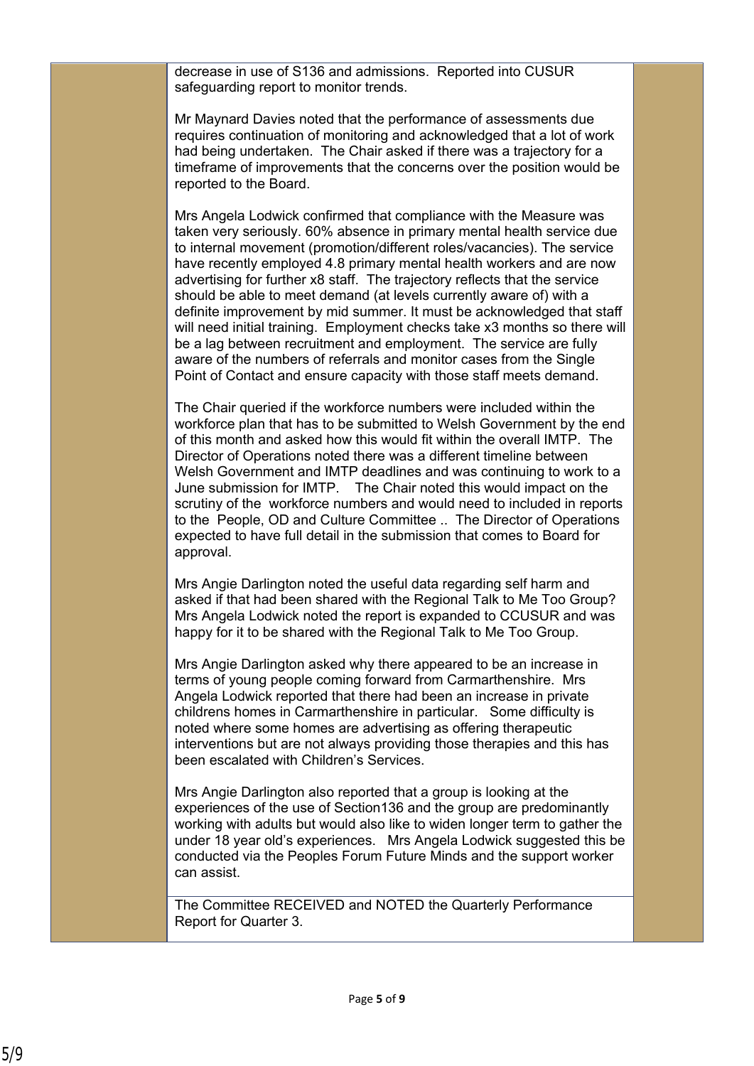decrease in use of S136 and admissions. Reported into CUSUR safeguarding report to monitor trends.

Mr Maynard Davies noted that the performance of assessments due requires continuation of monitoring and acknowledged that a lot of work had being undertaken. The Chair asked if there was a trajectory for a timeframe of improvements that the concerns over the position would be reported to the Board.

Mrs Angela Lodwick confirmed that compliance with the Measure was taken very seriously. 60% absence in primary mental health service due to internal movement (promotion/different roles/vacancies). The service have recently employed 4.8 primary mental health workers and are now advertising for further x8 staff. The trajectory reflects that the service should be able to meet demand (at levels currently aware of) with a definite improvement by mid summer. It must be acknowledged that staff will need initial training. Employment checks take x3 months so there will be a lag between recruitment and employment. The service are fully aware of the numbers of referrals and monitor cases from the Single Point of Contact and ensure capacity with those staff meets demand.

The Chair queried if the workforce numbers were included within the workforce plan that has to be submitted to Welsh Government by the end of this month and asked how this would fit within the overall IMTP. The Director of Operations noted there was a different timeline between Welsh Government and IMTP deadlines and was continuing to work to a June submission for IMTP. The Chair noted this would impact on the scrutiny of the workforce numbers and would need to included in reports to the People, OD and Culture Committee .. The Director of Operations expected to have full detail in the submission that comes to Board for approval.

Mrs Angie Darlington noted the useful data regarding self harm and asked if that had been shared with the Regional Talk to Me Too Group? Mrs Angela Lodwick noted the report is expanded to CCUSUR and was happy for it to be shared with the Regional Talk to Me Too Group.

Mrs Angie Darlington asked why there appeared to be an increase in terms of young people coming forward from Carmarthenshire. Mrs Angela Lodwick reported that there had been an increase in private childrens homes in Carmarthenshire in particular. Some difficulty is noted where some homes are advertising as offering therapeutic interventions but are not always providing those therapies and this has been escalated with Children's Services.

Mrs Angie Darlington also reported that a group is looking at the experiences of the use of Section136 and the group are predominantly working with adults but would also like to widen longer term to gather the under 18 year old's experiences. Mrs Angela Lodwick suggested this be conducted via the Peoples Forum Future Minds and the support worker can assist.

The Committee RECEIVED and NOTED the Quarterly Performance Report for Quarter 3.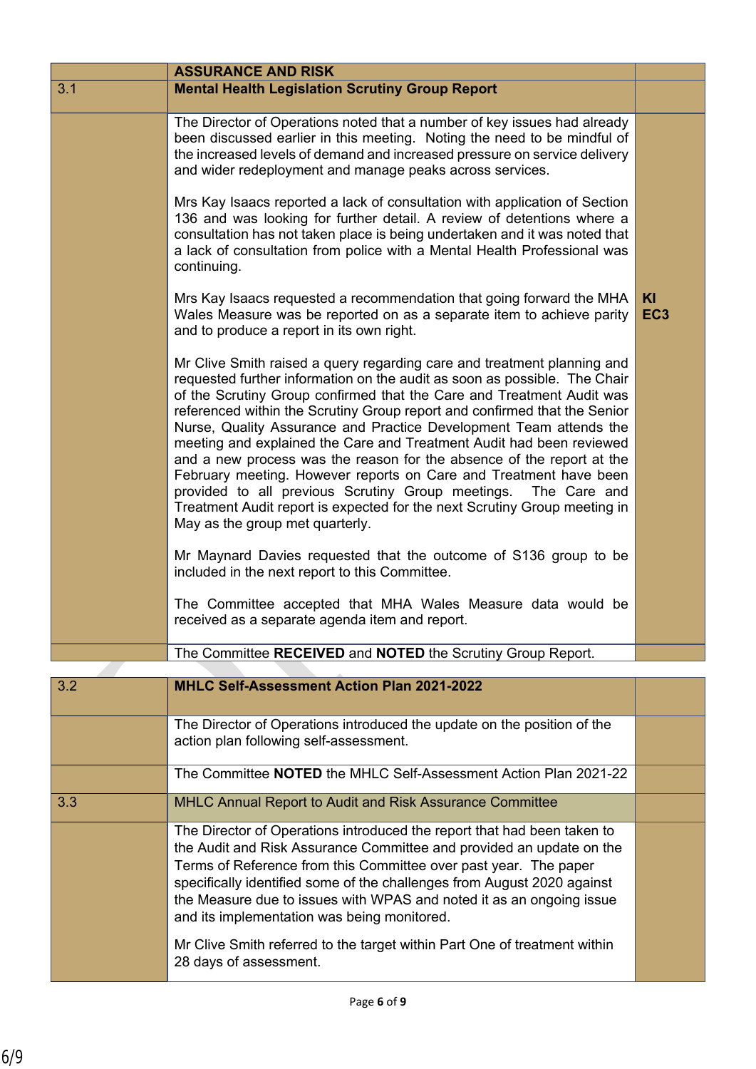| | | |
|---|---|---|
| | **ASSURANCE AND RISK** | |
| 3.1 | **Mental Health Legislation Scrutiny Group Report** | |
| | The Director of Operations noted that a number of key issues had already been discussed earlier in this meeting. Noting the need to be mindful of the increased levels of demand and increased pressure on service delivery and wider redeployment and manage peaks across services.<br><br>Mrs Kay Isaacs reported a lack of consultation with application of Section 136 and was looking for further detail. A review of detentions where a consultation has not taken place is being undertaken and it was noted that a lack of consultation from police with a Mental Health Professional was continuing.<br><br>Mrs Kay Isaacs requested a recommendation that going forward the MHA Wales Measure was be reported on as a separate item to achieve parity and to produce a report in its own right.<br><br>Mr Clive Smith raised a query regarding care and treatment planning and requested further information on the audit as soon as possible. The Chair of the Scrutiny Group confirmed that the Care and Treatment Audit was referenced within the Scrutiny Group report and confirmed that the Senior Nurse, Quality Assurance and Practice Development Team attends the meeting and explained the Care and Treatment Audit had been reviewed and a new process was the reason for the absence of the report at the February meeting. However reports on Care and Treatment have been provided to all previous Scrutiny Group meetings. The Care and Treatment Audit report is expected for the next Scrutiny Group meeting in May as the group met quarterly.<br><br>Mr Maynard Davies requested that the outcome of S136 group to be included in the next report to this Committee.<br><br>The Committee accepted that MHA Wales Measure data would be received as a separate agenda item and report. | **KI EC3** |
| | The Committee **RECEIVED** and **NOTED** the Scrutiny Group Report. | |

| | | |
|---|---|---|
| 3.2 | **MHLC Self-Assessment Action Plan 2021-2022** | |
| | The Director of Operations introduced the update on the position of the action plan following self-assessment. | |
| | The Committee **NOTED** the MHLC Self-Assessment Action Plan 2021-22 | |
| 3.3 | MHLC Annual Report to Audit and Risk Assurance Committee | |
| | The Director of Operations introduced the report that had been taken to the Audit and Risk Assurance Committee and provided an update on the Terms of Reference from this Committee over past year. The paper specifically identified some of the challenges from August 2020 against the Measure due to issues with WPAS and noted it as an ongoing issue and its implementation was being monitored.<br><br>Mr Clive Smith referred to the target within Part One of treatment within 28 days of assessment. | |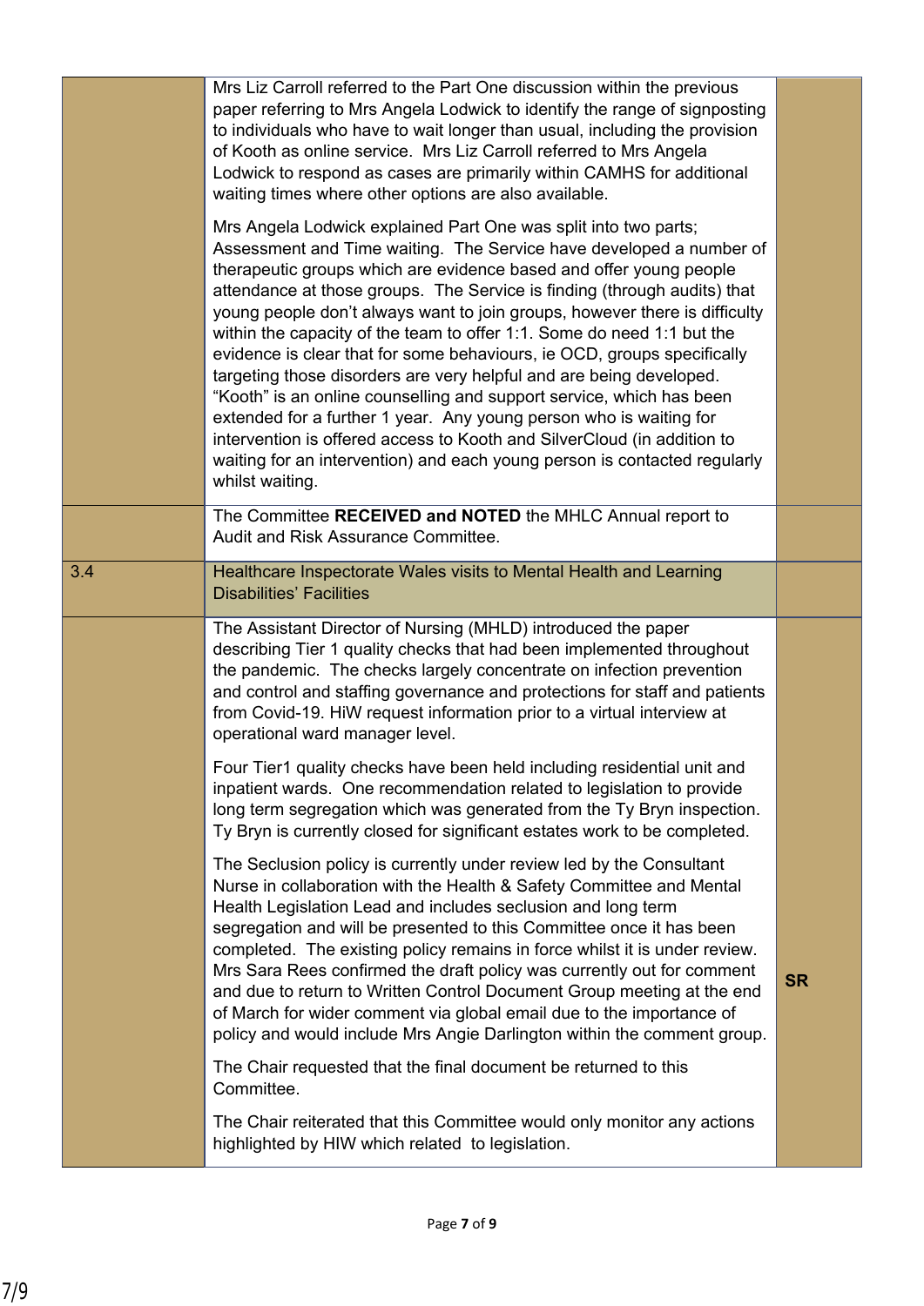| | | |
|---|---|---|
| | Mrs Liz Carroll referred to the Part One discussion within the previous paper referring to Mrs Angela Lodwick to identify the range of signposting to individuals who have to wait longer than usual, including the provision of Kooth as online service. Mrs Liz Carroll referred to Mrs Angela Lodwick to respond as cases are primarily within CAMHS for additional waiting times where other options are also available.<br><br>Mrs Angela Lodwick explained Part One was split into two parts; Assessment and Time waiting. The Service have developed a number of therapeutic groups which are evidence based and offer young people attendance at those groups. The Service is finding (through audits) that young people don't always want to join groups, however there is difficulty within the capacity of the team to offer 1:1. Some do need 1:1 but the evidence is clear that for some behaviours, ie OCD, groups specifically targeting those disorders are very helpful and are being developed. "Kooth" is an online counselling and support service, which has been extended for a further 1 year. Any young person who is waiting for intervention is offered access to Kooth and SilverCloud (in addition to waiting for an intervention) and each young person is contacted regularly whilst waiting. | |
| | The Committee **RECEIVED and NOTED** the MHLC Annual report to Audit and Risk Assurance Committee. | |
| 3.4 | Healthcare Inspectorate Wales visits to Mental Health and Learning Disabilities' Facilities | |
| | The Assistant Director of Nursing (MHLD) introduced the paper describing Tier 1 quality checks that had been implemented throughout the pandemic. The checks largely concentrate on infection prevention and control and staffing governance and protections for staff and patients from Covid-19. HiW request information prior to a virtual interview at operational ward manager level.<br><br>Four Tier1 quality checks have been held including residential unit and inpatient wards. One recommendation related to legislation to provide long term segregation which was generated from the Ty Bryn inspection. Ty Bryn is currently closed for significant estates work to be completed.<br><br>The Seclusion policy is currently under review led by the Consultant Nurse in collaboration with the Health & Safety Committee and Mental Health Legislation Lead and includes seclusion and long term segregation and will be presented to this Committee once it has been completed. The existing policy remains in force whilst it is under review. Mrs Sara Rees confirmed the draft policy was currently out for comment and due to return to Written Control Document Group meeting at the end of March for wider comment via global email due to the importance of policy and would include Mrs Angie Darlington within the comment group.<br><br>The Chair requested that the final document be returned to this Committee.<br><br>The Chair reiterated that this Committee would only monitor any actions highlighted by HIW which related to legislation. | **SR** |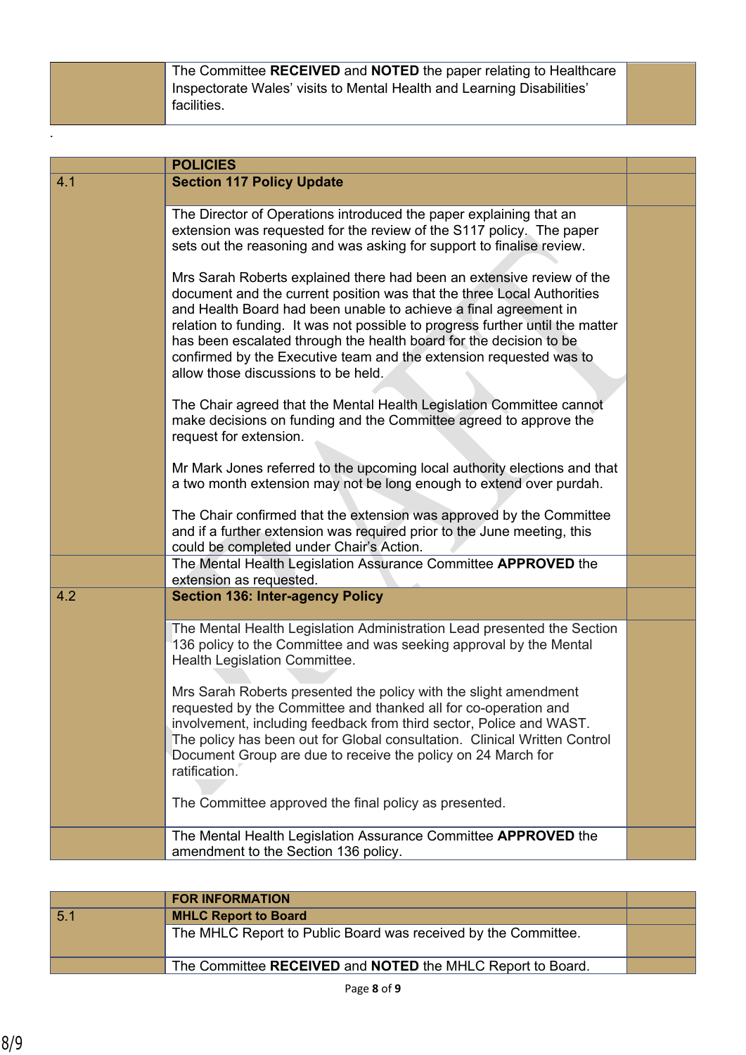| | | |
|---|---|---|
| | The Committee **RECEIVED** and **NOTED** the paper relating to Healthcare Inspectorate Wales' visits to Mental Health and Learning Disabilities' facilities. | |

.

| | | |
|---|---|---|
| | **POLICIES** | |
| 4.1 | **Section 117 Policy Update** | |
| | The Director of Operations introduced the paper explaining that an extension was requested for the review of the S117 policy. The paper sets out the reasoning and was asking for support to finalise review.<br><br>Mrs Sarah Roberts explained there had been an extensive review of the document and the current position was that the three Local Authorities and Health Board had been unable to achieve a final agreement in relation to funding. It was not possible to progress further until the matter has been escalated through the health board for the decision to be confirmed by the Executive team and the extension requested was to allow those discussions to be held.<br><br>The Chair agreed that the Mental Health Legislation Committee cannot make decisions on funding and the Committee agreed to approve the request for extension.<br><br>Mr Mark Jones referred to the upcoming local authority elections and that a two month extension may not be long enough to extend over purdah.<br><br>The Chair confirmed that the extension was approved by the Committee and if a further extension was required prior to the June meeting, this could be completed under Chair's Action. | |
| | The Mental Health Legislation Assurance Committee **APPROVED** the extension as requested. | |
| 4.2 | **Section 136: Inter-agency Policy** | |
| | The Mental Health Legislation Administration Lead presented the Section 136 policy to the Committee and was seeking approval by the Mental Health Legislation Committee.<br><br>Mrs Sarah Roberts presented the policy with the slight amendment requested by the Committee and thanked all for co-operation and involvement, including feedback from third sector, Police and WAST. The policy has been out for Global consultation. Clinical Written Control Document Group are due to receive the policy on 24 March for ratification.<br><br>The Committee approved the final policy as presented. | |
| | The Mental Health Legislation Assurance Committee **APPROVED** the amendment to the Section 136 policy. | |

| | | |
|---|---|---|
| | **FOR INFORMATION** | |
| 5.1 | **MHLC Report to Board** | |
| | The MHLC Report to Public Board was received by the Committee. | |
| | The Committee **RECEIVED** and **NOTED** the MHLC Report to Board. | |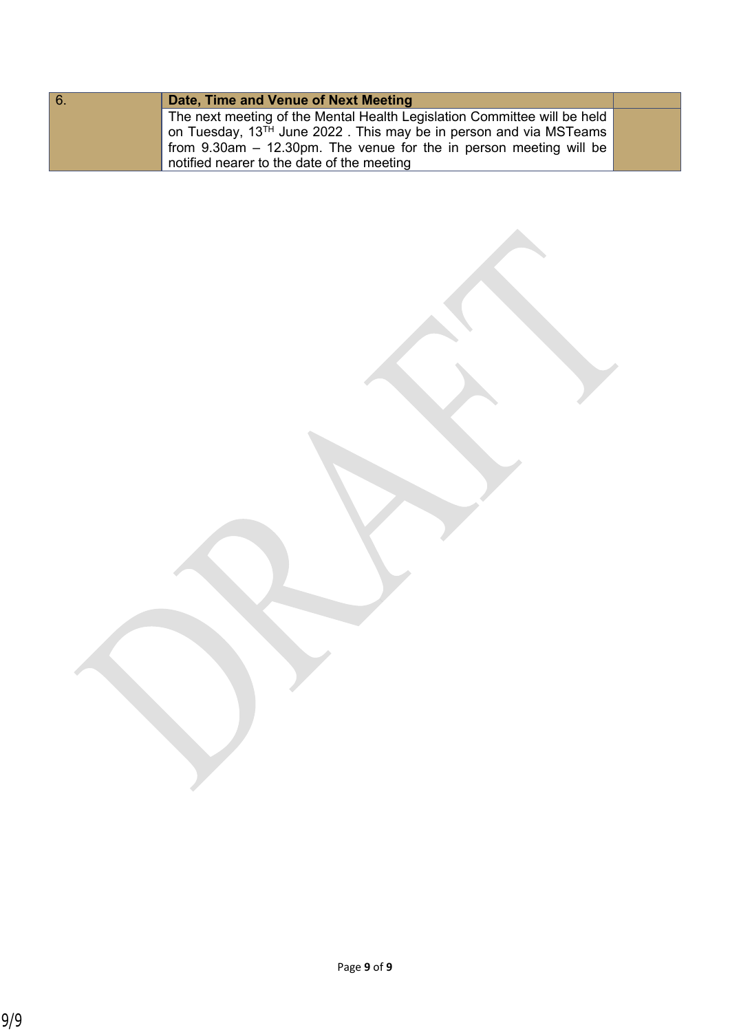| | | |
|---|---|---|
| 6. | **Date, Time and Venue of Next Meeting** | |
| | The next meeting of the Mental Health Legislation Committee will be held on Tuesday, 13TH June 2022 . This may be in person and via MSTeams from 9.30am – 12.30pm. The venue for the in person meeting will be notified nearer to the date of the meeting | |